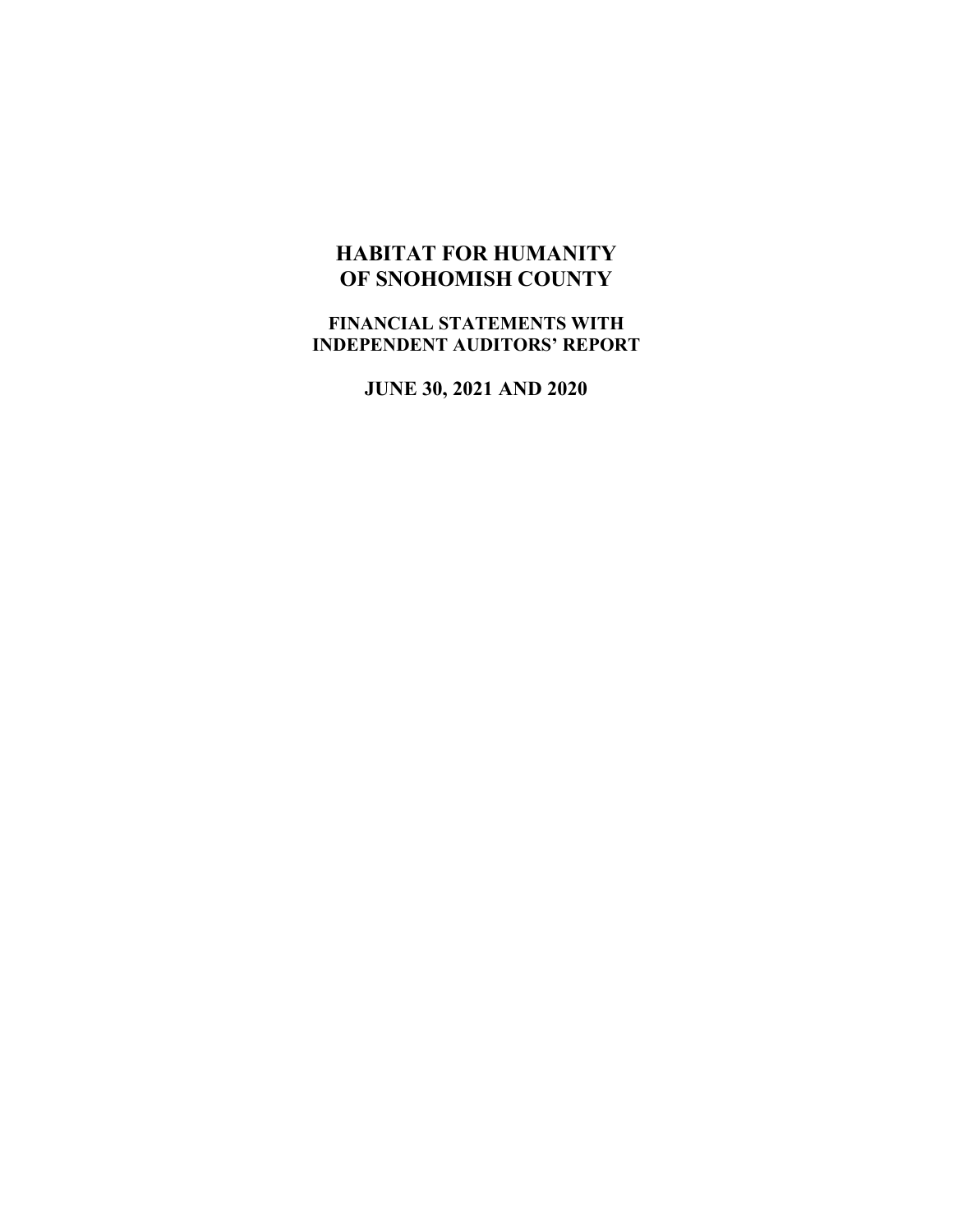# HABITAT FOR HUMANITY OF SNOHOMISH COUNTY

## FINANCIAL STATEMENTS WITH INDEPENDENT AUDITORS' REPORT

## JUNE 30, 2021 AND 2020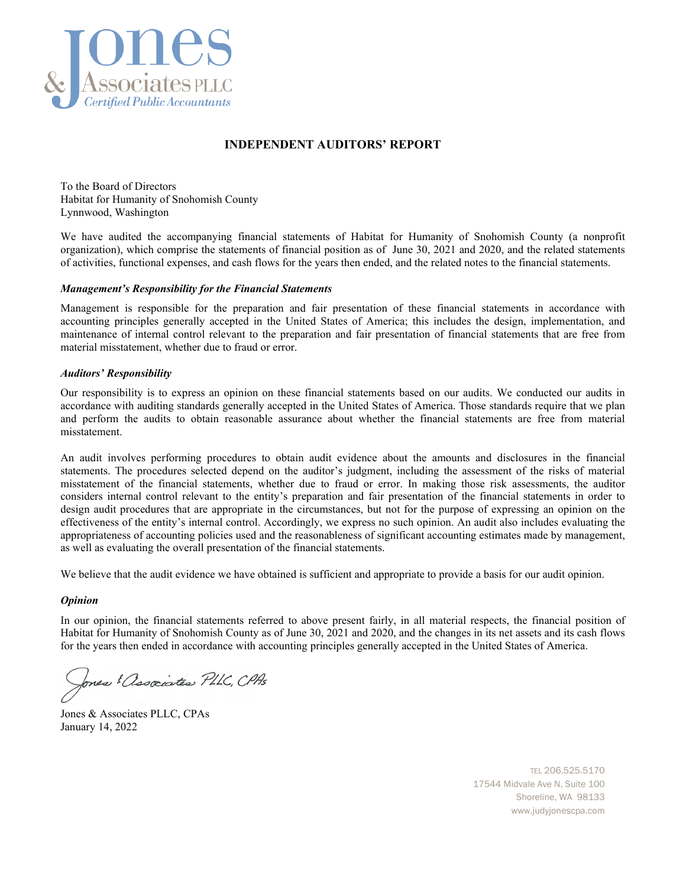Jones & Associates PLLC
*Certified Public Accountants*

## INDEPENDENT AUDITORS' REPORT

To the Board of Directors
Habitat for Humanity of Snohomish County
Lynnwood, Washington

We have audited the accompanying financial statements of Habitat for Humanity of Snohomish County (a nonprofit organization), which comprise the statements of financial position as of June 30, 2021 and 2020, and the related statements of activities, functional expenses, and cash flows for the years then ended, and the related notes to the financial statements.

### *Management's Responsibility for the Financial Statements*

Management is responsible for the preparation and fair presentation of these financial statements in accordance with accounting principles generally accepted in the United States of America; this includes the design, implementation, and maintenance of internal control relevant to the preparation and fair presentation of financial statements that are free from material misstatement, whether due to fraud or error.

### *Auditors' Responsibility*

Our responsibility is to express an opinion on these financial statements based on our audits. We conducted our audits in accordance with auditing standards generally accepted in the United States of America. Those standards require that we plan and perform the audits to obtain reasonable assurance about whether the financial statements are free from material misstatement.

An audit involves performing procedures to obtain audit evidence about the amounts and disclosures in the financial statements. The procedures selected depend on the auditor's judgment, including the assessment of the risks of material misstatement of the financial statements, whether due to fraud or error. In making those risk assessments, the auditor considers internal control relevant to the entity's preparation and fair presentation of the financial statements in order to design audit procedures that are appropriate in the circumstances, but not for the purpose of expressing an opinion on the effectiveness of the entity's internal control. Accordingly, we express no such opinion. An audit also includes evaluating the appropriateness of accounting policies used and the reasonableness of significant accounting estimates made by management, as well as evaluating the overall presentation of the financial statements.

We believe that the audit evidence we have obtained is sufficient and appropriate to provide a basis for our audit opinion.

### *Opinion*

In our opinion, the financial statements referred to above present fairly, in all material respects, the financial position of Habitat for Humanity of Snohomish County as of June 30, 2021 and 2020, and the changes in its net assets and its cash flows for the years then ended in accordance with accounting principles generally accepted in the United States of America.

*Jones & Associates PLLC, CPAs*

Jones & Associates PLLC, CPAs
January 14, 2022

TEL 206.525.5170
17544 Midvale Ave N, Suite 100
Shoreline, WA 98133
www.judyjonescpa.com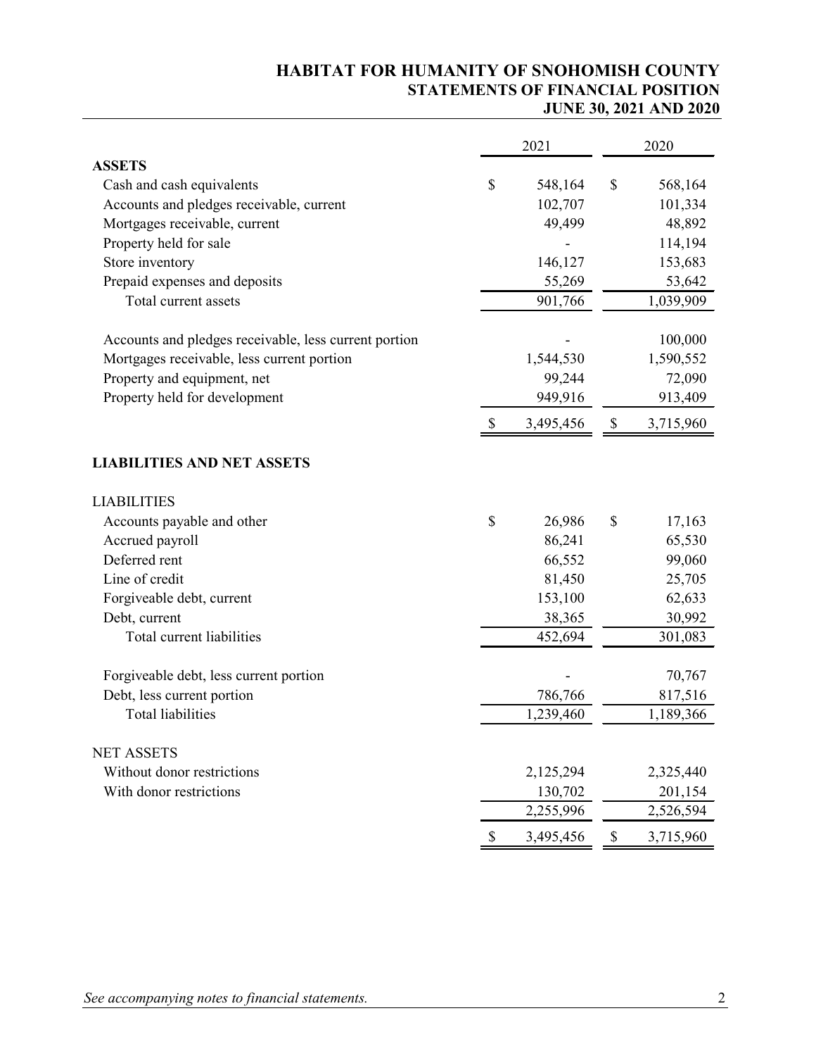# HABITAT FOR HUMANITY OF SNOHOMISH COUNTY
## STATEMENTS OF FINANCIAL POSITION
### JUNE 30, 2021 AND 2020

| | 2021 | 2020 |
|---|---|---|
| **ASSETS** | | |
| Cash and cash equivalents | $ 548,164 | $ 568,164 |
| Accounts and pledges receivable, current | 102,707 | 101,334 |
| Mortgages receivable, current | 49,499 | 48,892 |
| Property held for sale | - | 114,194 |
| Store inventory | 146,127 | 153,683 |
| Prepaid expenses and deposits | 55,269 | 53,642 |
| Total current assets | 901,766 | 1,039,909 |
| | | |
| Accounts and pledges receivable, less current portion | - | 100,000 |
| Mortgages receivable, less current portion | 1,544,530 | 1,590,552 |
| Property and equipment, net | 99,244 | 72,090 |
| Property held for development | 949,916 | 913,409 |
| | $ 3,495,456 | $ 3,715,960 |
| | | |
| **LIABILITIES AND NET ASSETS** | | |
| | | |
| LIABILITIES | | |
| Accounts payable and other | $ 26,986 | $ 17,163 |
| Accrued payroll | 86,241 | 65,530 |
| Deferred rent | 66,552 | 99,060 |
| Line of credit | 81,450 | 25,705 |
| Forgiveable debt, current | 153,100 | 62,633 |
| Debt, current | 38,365 | 30,992 |
| Total current liabilities | 452,694 | 301,083 |
| | | |
| Forgiveable debt, less current portion | - | 70,767 |
| Debt, less current portion | 786,766 | 817,516 |
| Total liabilities | 1,239,460 | 1,189,366 |
| | | |
| NET ASSETS | | |
| Without donor restrictions | 2,125,294 | 2,325,440 |
| With donor restrictions | 130,702 | 201,154 |
| | 2,255,996 | 2,526,594 |
| | $ 3,495,456 | $ 3,715,960 |

*See accompanying notes to financial statements.*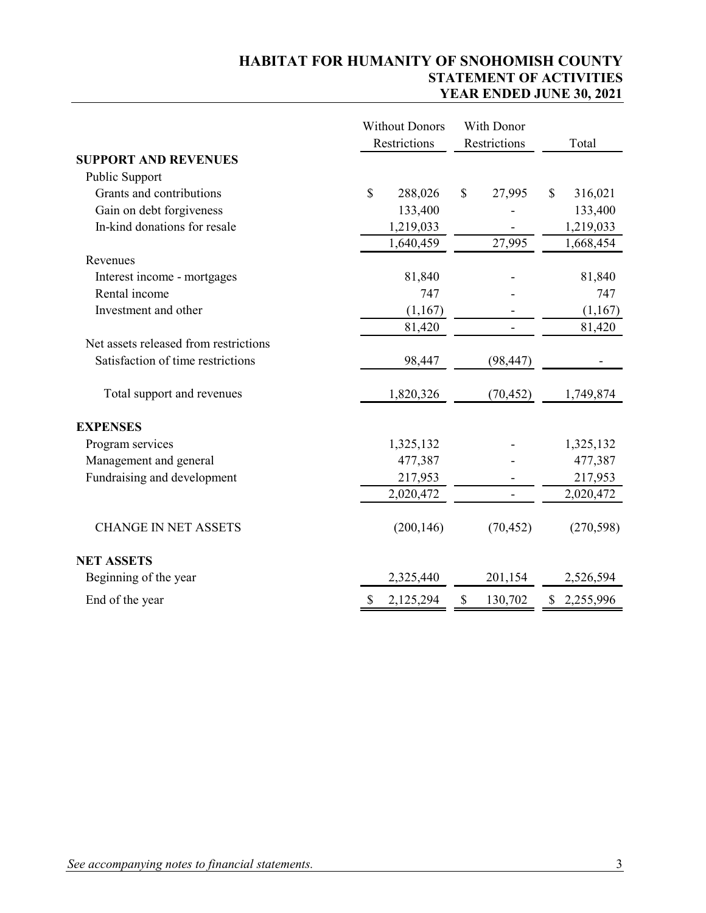# HABITAT FOR HUMANITY OF SNOHOMISH COUNTY
## STATEMENT OF ACTIVITIES
## YEAR ENDED JUNE 30, 2021

| | Without Donors Restrictions | With Donor Restrictions | Total |
|---|---|---|---|
| **SUPPORT AND REVENUES** | | | |
| Public Support | | | |
| Grants and contributions | $ 288,026 | $ 27,995 | $ 316,021 |
| Gain on debt forgiveness | 133,400 | - | 133,400 |
| In-kind donations for resale | 1,219,033 | - | 1,219,033 |
| | 1,640,459 | 27,995 | 1,668,454 |
| Revenues | | | |
| Interest income - mortgages | 81,840 | - | 81,840 |
| Rental income | 747 | - | 747 |
| Investment and other | (1,167) | - | (1,167) |
| | 81,420 | - | 81,420 |
| Net assets released from restrictions | | | |
| Satisfaction of time restrictions | 98,447 | (98,447) | - |
| Total support and revenues | 1,820,326 | (70,452) | 1,749,874 |
| **EXPENSES** | | | |
| Program services | 1,325,132 | - | 1,325,132 |
| Management and general | 477,387 | - | 477,387 |
| Fundraising and development | 217,953 | - | 217,953 |
| | 2,020,472 | - | 2,020,472 |
| CHANGE IN NET ASSETS | (200,146) | (70,452) | (270,598) |
| **NET ASSETS** | | | |
| Beginning of the year | 2,325,440 | 201,154 | 2,526,594 |
| End of the year | $ 2,125,294 | $ 130,702 | $ 2,255,996 |

*See accompanying notes to financial statements.*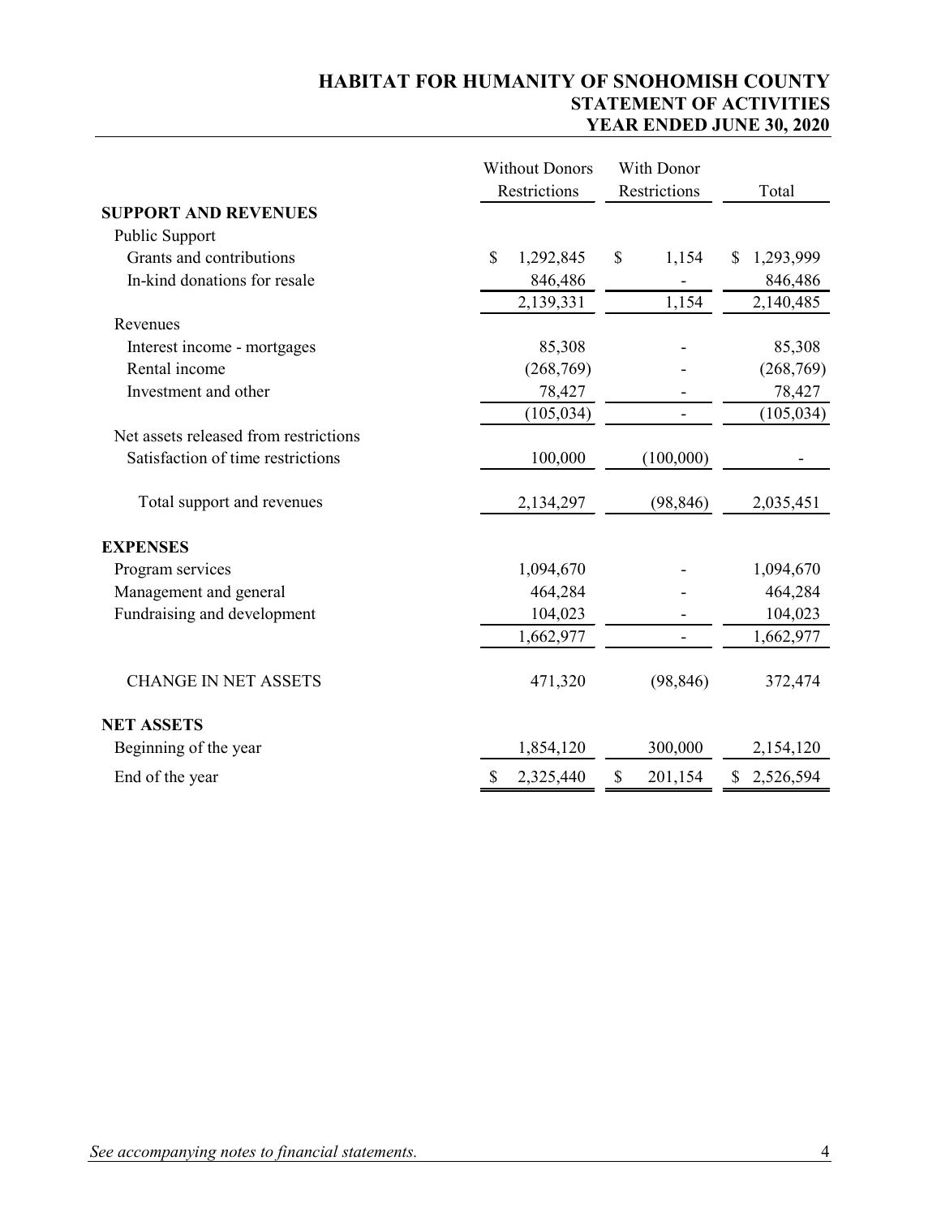# HABITAT FOR HUMANITY OF SNOHOMISH COUNTY
## STATEMENT OF ACTIVITIES
## YEAR ENDED JUNE 30, 2020

| | Without Donors Restrictions | With Donor Restrictions | Total |
|---|---|---|---|
| **SUPPORT AND REVENUES** | | | |
| Public Support | | | |
| Grants and contributions | $ 1,292,845 | $ 1,154 | $ 1,293,999 |
| In-kind donations for resale | 846,486 | - | 846,486 |
| | 2,139,331 | 1,154 | 2,140,485 |
| Revenues | | | |
| Interest income - mortgages | 85,308 | - | 85,308 |
| Rental income | (268,769) | - | (268,769) |
| Investment and other | 78,427 | - | 78,427 |
| | (105,034) | - | (105,034) |
| Net assets released from restrictions | | | |
| Satisfaction of time restrictions | 100,000 | (100,000) | - |
| Total support and revenues | 2,134,297 | (98,846) | 2,035,451 |
| **EXPENSES** | | | |
| Program services | 1,094,670 | - | 1,094,670 |
| Management and general | 464,284 | - | 464,284 |
| Fundraising and development | 104,023 | - | 104,023 |
| | 1,662,977 | - | 1,662,977 |
| CHANGE IN NET ASSETS | 471,320 | (98,846) | 372,474 |
| **NET ASSETS** | | | |
| Beginning of the year | 1,854,120 | 300,000 | 2,154,120 |
| End of the year | $ 2,325,440 | $ 201,154 | $ 2,526,594 |

*See accompanying notes to financial statements.*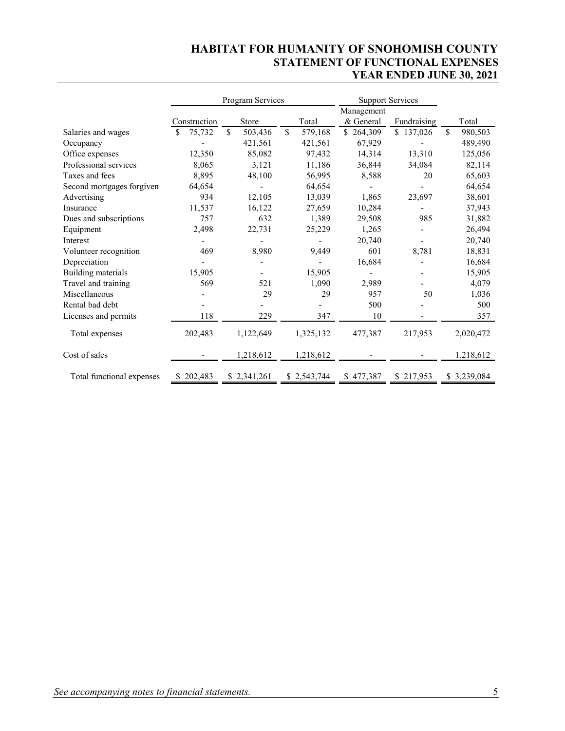# HABITAT FOR HUMANITY OF SNOHOMISH COUNTY
## STATEMENT OF FUNCTIONAL EXPENSES
## YEAR ENDED JUNE 30, 2021

| | Program Services | | | Support Services | | |
|---|---|---|---|---|---|---|
| | Construction | Store | Total | Management & General | Fundraising | Total |
| Salaries and wages | $ 75,732 | $ 503,436 | $ 579,168 | $ 264,309 | $ 137,026 | $ 980,503 |
| Occupancy | - | 421,561 | 421,561 | 67,929 | - | 489,490 |
| Office expenses | 12,350 | 85,082 | 97,432 | 14,314 | 13,310 | 125,056 |
| Professional services | 8,065 | 3,121 | 11,186 | 36,844 | 34,084 | 82,114 |
| Taxes and fees | 8,895 | 48,100 | 56,995 | 8,588 | 20 | 65,603 |
| Second mortgages forgiven | 64,654 | - | 64,654 | - | - | 64,654 |
| Advertising | 934 | 12,105 | 13,039 | 1,865 | 23,697 | 38,601 |
| Insurance | 11,537 | 16,122 | 27,659 | 10,284 | - | 37,943 |
| Dues and subscriptions | 757 | 632 | 1,389 | 29,508 | 985 | 31,882 |
| Equipment | 2,498 | 22,731 | 25,229 | 1,265 | - | 26,494 |
| Interest | - | - | - | 20,740 | - | 20,740 |
| Volunteer recognition | 469 | 8,980 | 9,449 | 601 | 8,781 | 18,831 |
| Depreciation | - | - | - | 16,684 | - | 16,684 |
| Building materials | 15,905 | - | 15,905 | - | - | 15,905 |
| Travel and training | 569 | 521 | 1,090 | 2,989 | - | 4,079 |
| Miscellaneous | - | 29 | 29 | 957 | 50 | 1,036 |
| Rental bad debt | - | - | - | 500 | - | 500 |
| Licenses and permits | 118 | 229 | 347 | 10 | - | 357 |
| Total expenses | 202,483 | 1,122,649 | 1,325,132 | 477,387 | 217,953 | 2,020,472 |
| Cost of sales | - | 1,218,612 | 1,218,612 | - | - | 1,218,612 |
| Total functional expenses | $ 202,483 | $ 2,341,261 | $ 2,543,744 | $ 477,387 | $ 217,953 | $ 3,239,084 |

*See accompanying notes to financial statements.*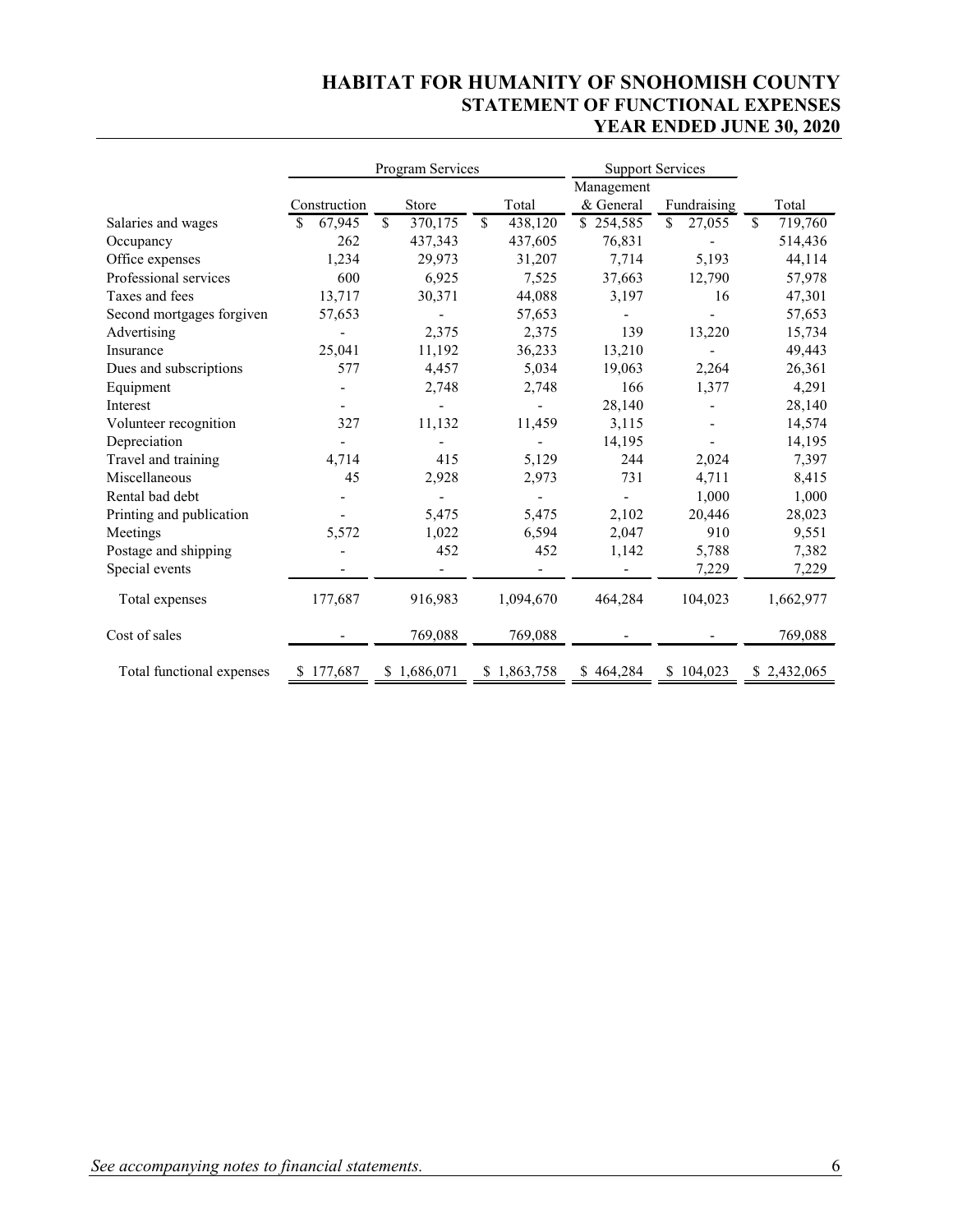# HABITAT FOR HUMANITY OF SNOHOMISH COUNTY
## STATEMENT OF FUNCTIONAL EXPENSES
## YEAR ENDED JUNE 30, 2020

| | Program Services | | | Support Services | | |
|---|---|---|---|---|---|---|
| | Construction | Store | Total | Management & General | Fundraising | Total |
| Salaries and wages | $ 67,945 | $ 370,175 | $ 438,120 | $ 254,585 | $ 27,055 | $ 719,760 |
| Occupancy | 262 | 437,343 | 437,605 | 76,831 | - | 514,436 |
| Office expenses | 1,234 | 29,973 | 31,207 | 7,714 | 5,193 | 44,114 |
| Professional services | 600 | 6,925 | 7,525 | 37,663 | 12,790 | 57,978 |
| Taxes and fees | 13,717 | 30,371 | 44,088 | 3,197 | 16 | 47,301 |
| Second mortgages forgiven | 57,653 | - | 57,653 | - | - | 57,653 |
| Advertising | - | 2,375 | 2,375 | 139 | 13,220 | 15,734 |
| Insurance | 25,041 | 11,192 | 36,233 | 13,210 | - | 49,443 |
| Dues and subscriptions | 577 | 4,457 | 5,034 | 19,063 | 2,264 | 26,361 |
| Equipment | - | 2,748 | 2,748 | 166 | 1,377 | 4,291 |
| Interest | - | - | - | 28,140 | - | 28,140 |
| Volunteer recognition | 327 | 11,132 | 11,459 | 3,115 | - | 14,574 |
| Depreciation | - | - | - | 14,195 | - | 14,195 |
| Travel and training | 4,714 | 415 | 5,129 | 244 | 2,024 | 7,397 |
| Miscellaneous | 45 | 2,928 | 2,973 | 731 | 4,711 | 8,415 |
| Rental bad debt | - | - | - | - | 1,000 | 1,000 |
| Printing and publication | - | 5,475 | 5,475 | 2,102 | 20,446 | 28,023 |
| Meetings | 5,572 | 1,022 | 6,594 | 2,047 | 910 | 9,551 |
| Postage and shipping | - | 452 | 452 | 1,142 | 5,788 | 7,382 |
| Special events | - | - | - | - | 7,229 | 7,229 |
| Total expenses | 177,687 | 916,983 | 1,094,670 | 464,284 | 104,023 | 1,662,977 |
| Cost of sales | - | 769,088 | 769,088 | - | - | 769,088 |
| Total functional expenses | $ 177,687 | $ 1,686,071 | $ 1,863,758 | $ 464,284 | $ 104,023 | $ 2,432,065 |

*See accompanying notes to financial statements.*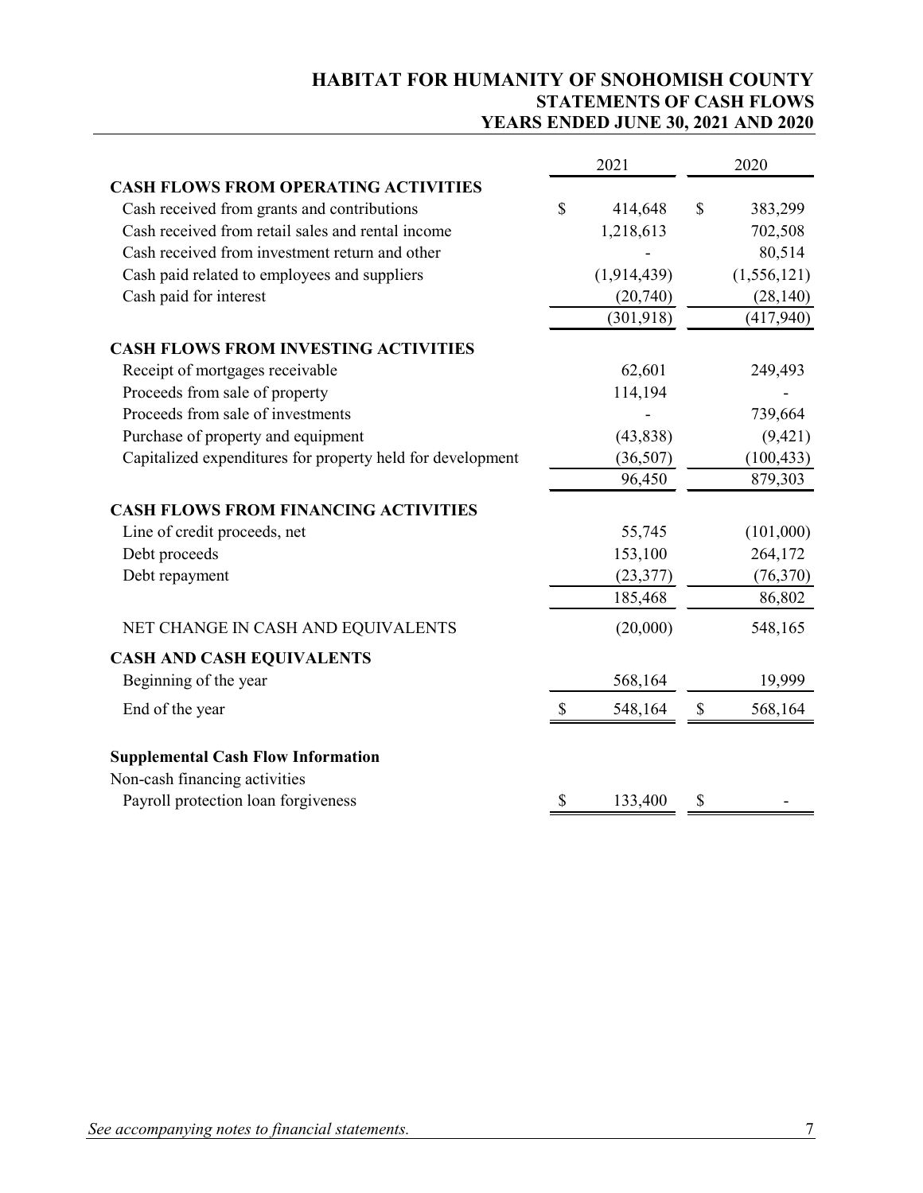# HABITAT FOR HUMANITY OF SNOHOMISH COUNTY
## STATEMENTS OF CASH FLOWS
## YEARS ENDED JUNE 30, 2021 AND 2020

| | 2021 | 2020 |
|---|---|---|
| **CASH FLOWS FROM OPERATING ACTIVITIES** | | |
| Cash received from grants and contributions | $ 414,648 | $ 383,299 |
| Cash received from retail sales and rental income | 1,218,613 | 702,508 |
| Cash received from investment return and other | - | 80,514 |
| Cash paid related to employees and suppliers | (1,914,439) | (1,556,121) |
| Cash paid for interest | (20,740) | (28,140) |
| | (301,918) | (417,940) |
| **CASH FLOWS FROM INVESTING ACTIVITIES** | | |
| Receipt of mortgages receivable | 62,601 | 249,493 |
| Proceeds from sale of property | 114,194 | - |
| Proceeds from sale of investments | - | 739,664 |
| Purchase of property and equipment | (43,838) | (9,421) |
| Capitalized expenditures for property held for development | (36,507) | (100,433) |
| | 96,450 | 879,303 |
| **CASH FLOWS FROM FINANCING ACTIVITIES** | | |
| Line of credit proceeds, net | 55,745 | (101,000) |
| Debt proceeds | 153,100 | 264,172 |
| Debt repayment | (23,377) | (76,370) |
| | 185,468 | 86,802 |
| NET CHANGE IN CASH AND EQUIVALENTS | (20,000) | 548,165 |
| **CASH AND CASH EQUIVALENTS** | | |
| Beginning of the year | 568,164 | 19,999 |
| End of the year | $ 548,164 | $ 568,164 |
| | | |
| **Supplemental Cash Flow Information** | | |
| Non-cash financing activities | | |
| Payroll protection loan forgiveness | $ 133,400 | $ - |

*See accompanying notes to financial statements.*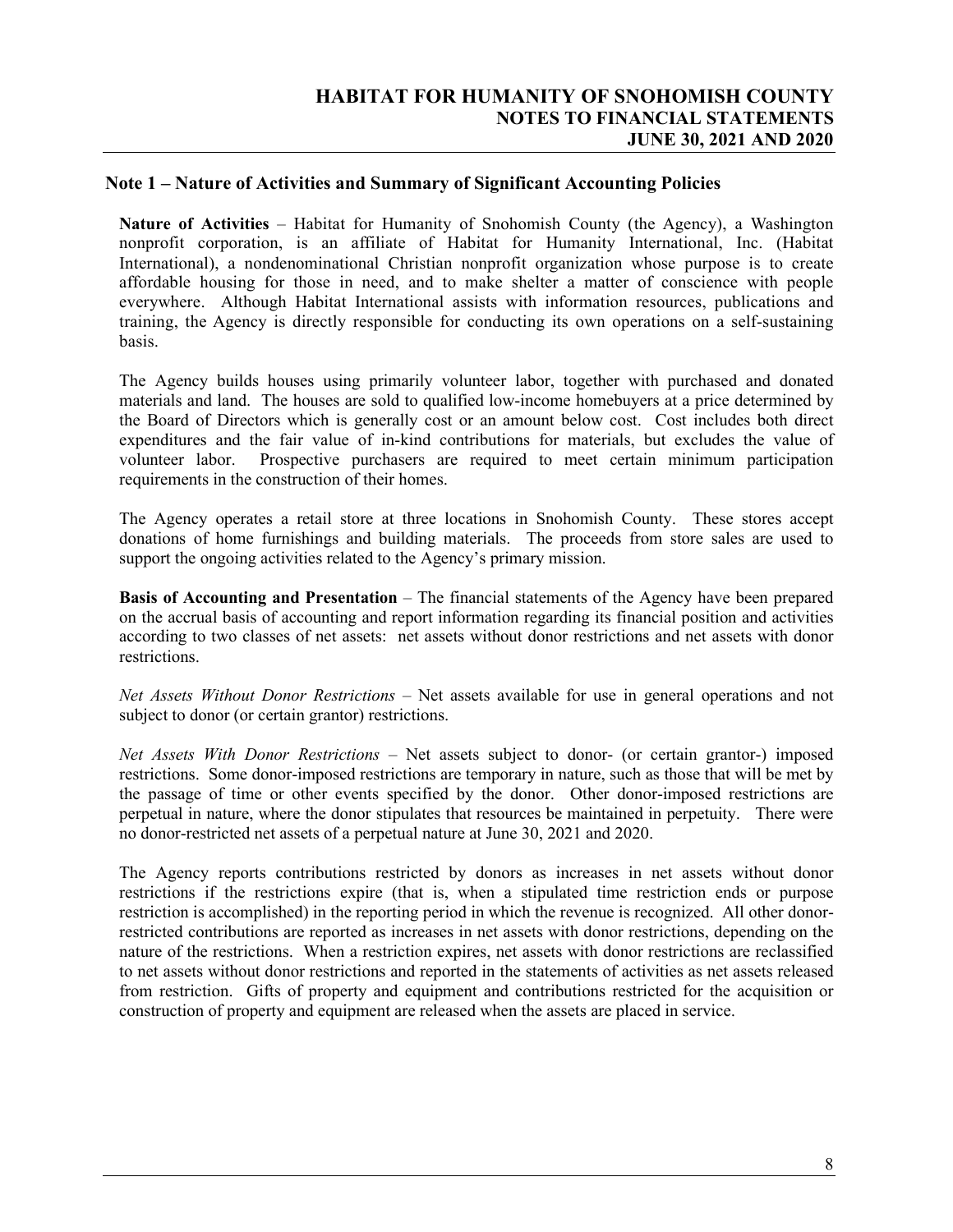## Note 1 – Nature of Activities and Summary of Significant Accounting Policies

**Nature of Activities** – Habitat for Humanity of Snohomish County (the Agency), a Washington nonprofit corporation, is an affiliate of Habitat for Humanity International, Inc. (Habitat International), a nondenominational Christian nonprofit organization whose purpose is to create affordable housing for those in need, and to make shelter a matter of conscience with people everywhere. Although Habitat International assists with information resources, publications and training, the Agency is directly responsible for conducting its own operations on a self-sustaining basis.

The Agency builds houses using primarily volunteer labor, together with purchased and donated materials and land. The houses are sold to qualified low-income homebuyers at a price determined by the Board of Directors which is generally cost or an amount below cost. Cost includes both direct expenditures and the fair value of in-kind contributions for materials, but excludes the value of volunteer labor. Prospective purchasers are required to meet certain minimum participation requirements in the construction of their homes.

The Agency operates a retail store at three locations in Snohomish County. These stores accept donations of home furnishings and building materials. The proceeds from store sales are used to support the ongoing activities related to the Agency's primary mission.

**Basis of Accounting and Presentation** – The financial statements of the Agency have been prepared on the accrual basis of accounting and report information regarding its financial position and activities according to two classes of net assets: net assets without donor restrictions and net assets with donor restrictions.

*Net Assets Without Donor Restrictions* – Net assets available for use in general operations and not subject to donor (or certain grantor) restrictions.

*Net Assets With Donor Restrictions* – Net assets subject to donor- (or certain grantor-) imposed restrictions. Some donor-imposed restrictions are temporary in nature, such as those that will be met by the passage of time or other events specified by the donor. Other donor-imposed restrictions are perpetual in nature, where the donor stipulates that resources be maintained in perpetuity. There were no donor-restricted net assets of a perpetual nature at June 30, 2021 and 2020.

The Agency reports contributions restricted by donors as increases in net assets without donor restrictions if the restrictions expire (that is, when a stipulated time restriction ends or purpose restriction is accomplished) in the reporting period in which the revenue is recognized. All other donor-restricted contributions are reported as increases in net assets with donor restrictions, depending on the nature of the restrictions. When a restriction expires, net assets with donor restrictions are reclassified to net assets without donor restrictions and reported in the statements of activities as net assets released from restriction. Gifts of property and equipment and contributions restricted for the acquisition or construction of property and equipment are released when the assets are placed in service.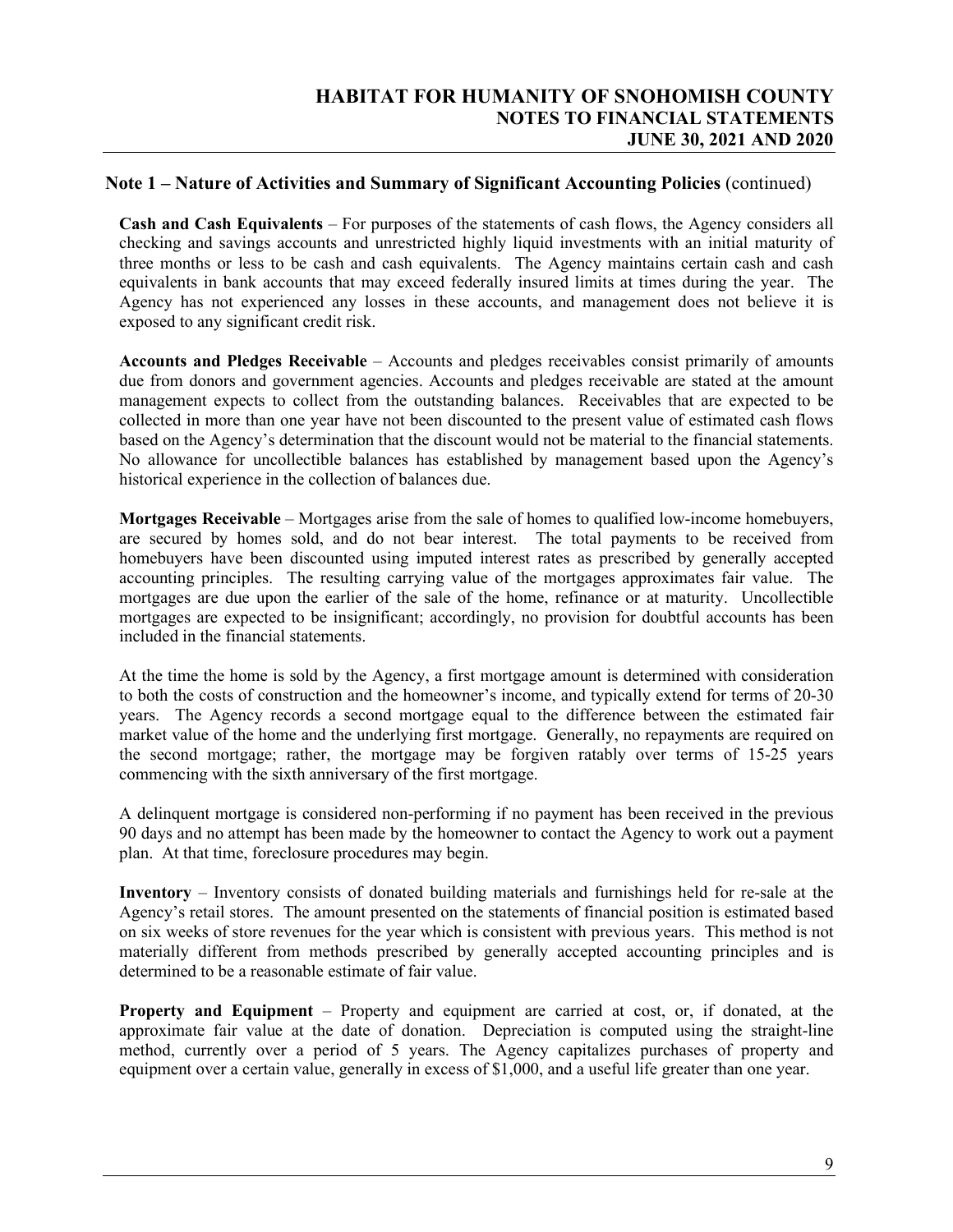## Note 1 – Nature of Activities and Summary of Significant Accounting Policies (continued)

**Cash and Cash Equivalents** – For purposes of the statements of cash flows, the Agency considers all checking and savings accounts and unrestricted highly liquid investments with an initial maturity of three months or less to be cash and cash equivalents. The Agency maintains certain cash and cash equivalents in bank accounts that may exceed federally insured limits at times during the year. The Agency has not experienced any losses in these accounts, and management does not believe it is exposed to any significant credit risk.

**Accounts and Pledges Receivable** – Accounts and pledges receivables consist primarily of amounts due from donors and government agencies. Accounts and pledges receivable are stated at the amount management expects to collect from the outstanding balances. Receivables that are expected to be collected in more than one year have not been discounted to the present value of estimated cash flows based on the Agency's determination that the discount would not be material to the financial statements. No allowance for uncollectible balances has established by management based upon the Agency's historical experience in the collection of balances due.

**Mortgages Receivable** – Mortgages arise from the sale of homes to qualified low-income homebuyers, are secured by homes sold, and do not bear interest. The total payments to be received from homebuyers have been discounted using imputed interest rates as prescribed by generally accepted accounting principles. The resulting carrying value of the mortgages approximates fair value. The mortgages are due upon the earlier of the sale of the home, refinance or at maturity. Uncollectible mortgages are expected to be insignificant; accordingly, no provision for doubtful accounts has been included in the financial statements.

At the time the home is sold by the Agency, a first mortgage amount is determined with consideration to both the costs of construction and the homeowner's income, and typically extend for terms of 20-30 years. The Agency records a second mortgage equal to the difference between the estimated fair market value of the home and the underlying first mortgage. Generally, no repayments are required on the second mortgage; rather, the mortgage may be forgiven ratably over terms of 15-25 years commencing with the sixth anniversary of the first mortgage.

A delinquent mortgage is considered non-performing if no payment has been received in the previous 90 days and no attempt has been made by the homeowner to contact the Agency to work out a payment plan. At that time, foreclosure procedures may begin.

**Inventory** – Inventory consists of donated building materials and furnishings held for re-sale at the Agency's retail stores. The amount presented on the statements of financial position is estimated based on six weeks of store revenues for the year which is consistent with previous years. This method is not materially different from methods prescribed by generally accepted accounting principles and is determined to be a reasonable estimate of fair value.

**Property and Equipment** – Property and equipment are carried at cost, or, if donated, at the approximate fair value at the date of donation. Depreciation is computed using the straight-line method, currently over a period of 5 years. The Agency capitalizes purchases of property and equipment over a certain value, generally in excess of $1,000, and a useful life greater than one year.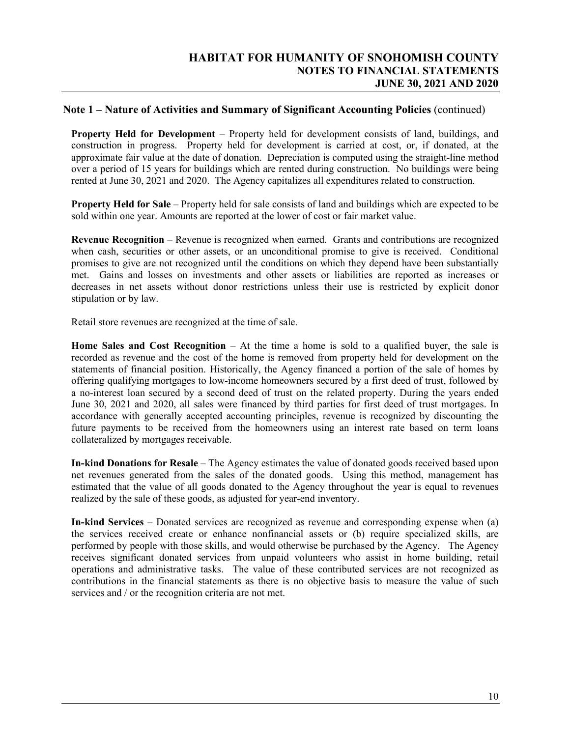## Note 1 – Nature of Activities and Summary of Significant Accounting Policies (continued)

**Property Held for Development** – Property held for development consists of land, buildings, and construction in progress. Property held for development is carried at cost, or, if donated, at the approximate fair value at the date of donation. Depreciation is computed using the straight-line method over a period of 15 years for buildings which are rented during construction. No buildings were being rented at June 30, 2021 and 2020. The Agency capitalizes all expenditures related to construction.

**Property Held for Sale** – Property held for sale consists of land and buildings which are expected to be sold within one year. Amounts are reported at the lower of cost or fair market value.

**Revenue Recognition** – Revenue is recognized when earned. Grants and contributions are recognized when cash, securities or other assets, or an unconditional promise to give is received. Conditional promises to give are not recognized until the conditions on which they depend have been substantially met. Gains and losses on investments and other assets or liabilities are reported as increases or decreases in net assets without donor restrictions unless their use is restricted by explicit donor stipulation or by law.

Retail store revenues are recognized at the time of sale.

**Home Sales and Cost Recognition** – At the time a home is sold to a qualified buyer, the sale is recorded as revenue and the cost of the home is removed from property held for development on the statements of financial position. Historically, the Agency financed a portion of the sale of homes by offering qualifying mortgages to low-income homeowners secured by a first deed of trust, followed by a no-interest loan secured by a second deed of trust on the related property. During the years ended June 30, 2021 and 2020, all sales were financed by third parties for first deed of trust mortgages. In accordance with generally accepted accounting principles, revenue is recognized by discounting the future payments to be received from the homeowners using an interest rate based on term loans collateralized by mortgages receivable.

**In-kind Donations for Resale** – The Agency estimates the value of donated goods received based upon net revenues generated from the sales of the donated goods. Using this method, management has estimated that the value of all goods donated to the Agency throughout the year is equal to revenues realized by the sale of these goods, as adjusted for year-end inventory.

**In-kind Services** – Donated services are recognized as revenue and corresponding expense when (a) the services received create or enhance nonfinancial assets or (b) require specialized skills, are performed by people with those skills, and would otherwise be purchased by the Agency. The Agency receives significant donated services from unpaid volunteers who assist in home building, retail operations and administrative tasks. The value of these contributed services are not recognized as contributions in the financial statements as there is no objective basis to measure the value of such services and / or the recognition criteria are not met.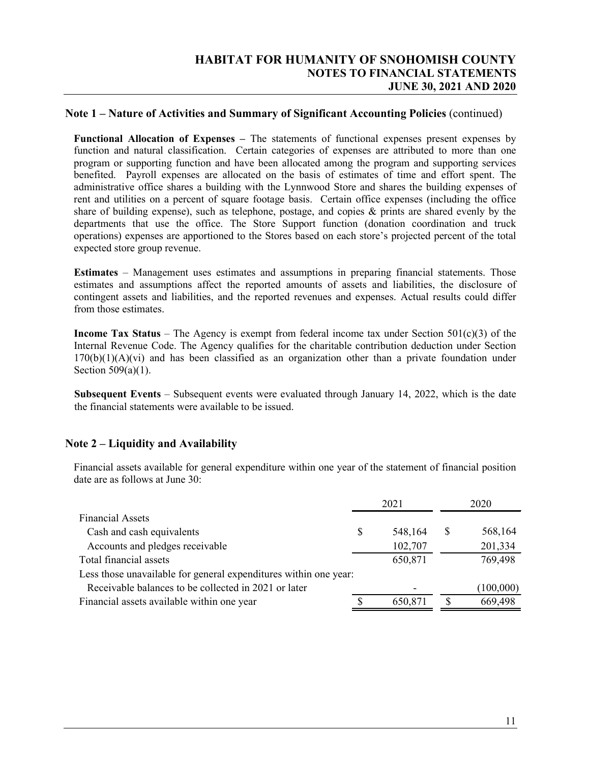## Note 1 – Nature of Activities and Summary of Significant Accounting Policies (continued)

**Functional Allocation of Expenses –** The statements of functional expenses present expenses by function and natural classification. Certain categories of expenses are attributed to more than one program or supporting function and have been allocated among the program and supporting services benefited. Payroll expenses are allocated on the basis of estimates of time and effort spent. The administrative office shares a building with the Lynnwood Store and shares the building expenses of rent and utilities on a percent of square footage basis. Certain office expenses (including the office share of building expense), such as telephone, postage, and copies & prints are shared evenly by the departments that use the office. The Store Support function (donation coordination and truck operations) expenses are apportioned to the Stores based on each store's projected percent of the total expected store group revenue.

**Estimates** – Management uses estimates and assumptions in preparing financial statements. Those estimates and assumptions affect the reported amounts of assets and liabilities, the disclosure of contingent assets and liabilities, and the reported revenues and expenses. Actual results could differ from those estimates.

**Income Tax Status** – The Agency is exempt from federal income tax under Section 501(c)(3) of the Internal Revenue Code. The Agency qualifies for the charitable contribution deduction under Section 170(b)(1)(A)(vi) and has been classified as an organization other than a private foundation under Section 509(a)(1).

**Subsequent Events** – Subsequent events were evaluated through January 14, 2022, which is the date the financial statements were available to be issued.

## Note 2 – Liquidity and Availability

Financial assets available for general expenditure within one year of the statement of financial position date are as follows at June 30:

| | 2021 | 2020 |
|---|---|---|
| Financial Assets | | |
| Cash and cash equivalents | $ 548,164 | $ 568,164 |
| Accounts and pledges receivable | 102,707 | 201,334 |
| Total financial assets | 650,871 | 769,498 |
| Less those unavailable for general expenditures within one year: | | |
| Receivable balances to be collected in 2021 or later | - | (100,000) |
| Financial assets available within one year | $ 650,871 | $ 669,498 |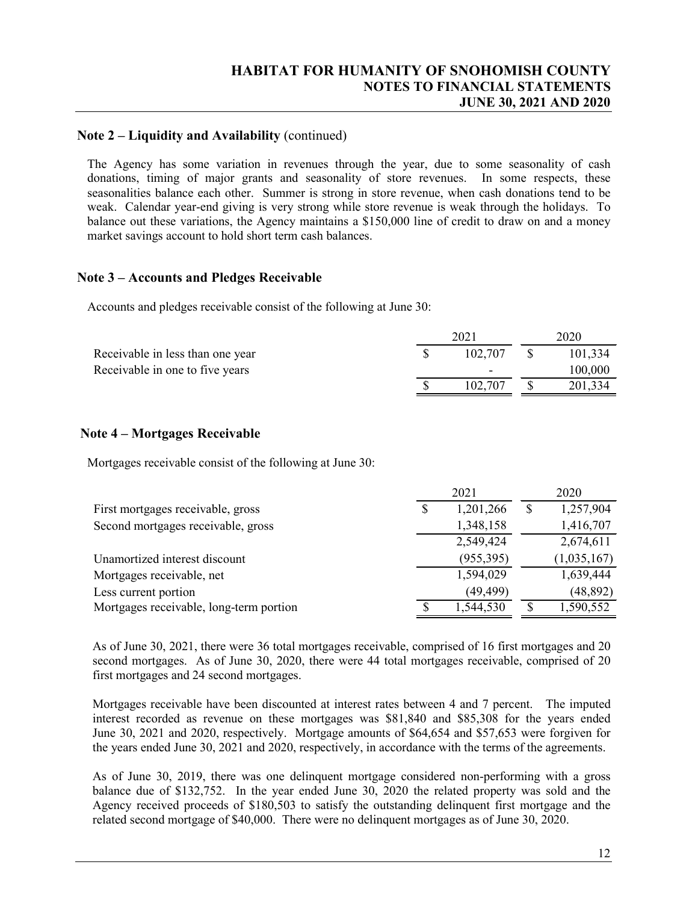## Note 2 – Liquidity and Availability (continued)

The Agency has some variation in revenues through the year, due to some seasonality of cash donations, timing of major grants and seasonality of store revenues. In some respects, these seasonalities balance each other. Summer is strong in store revenue, when cash donations tend to be weak. Calendar year-end giving is very strong while store revenue is weak through the holidays. To balance out these variations, the Agency maintains a $150,000 line of credit to draw on and a money market savings account to hold short term cash balances.

## Note 3 – Accounts and Pledges Receivable

Accounts and pledges receivable consist of the following at June 30:

| | 2021 | 2020 |
|---|---|---|
| Receivable in less than one year | $ 102,707 | $ 101,334 |
| Receivable in one to five years | - | 100,000 |
| | $ 102,707 | $ 201,334 |

## Note 4 – Mortgages Receivable

Mortgages receivable consist of the following at June 30:

| | 2021 | 2020 |
|---|---|---|
| First mortgages receivable, gross | $ 1,201,266 | $ 1,257,904 |
| Second mortgages receivable, gross | 1,348,158 | 1,416,707 |
| | 2,549,424 | 2,674,611 |
| Unamortized interest discount | (955,395) | (1,035,167) |
| Mortgages receivable, net | 1,594,029 | 1,639,444 |
| Less current portion | (49,499) | (48,892) |
| Mortgages receivable, long-term portion | $ 1,544,530 | $ 1,590,552 |

As of June 30, 2021, there were 36 total mortgages receivable, comprised of 16 first mortgages and 20 second mortgages. As of June 30, 2020, there were 44 total mortgages receivable, comprised of 20 first mortgages and 24 second mortgages.

Mortgages receivable have been discounted at interest rates between 4 and 7 percent. The imputed interest recorded as revenue on these mortgages was $81,840 and $85,308 for the years ended June 30, 2021 and 2020, respectively. Mortgage amounts of $64,654 and $57,653 were forgiven for the years ended June 30, 2021 and 2020, respectively, in accordance with the terms of the agreements.

As of June 30, 2019, there was one delinquent mortgage considered non-performing with a gross balance due of $132,752. In the year ended June 30, 2020 the related property was sold and the Agency received proceeds of $180,503 to satisfy the outstanding delinquent first mortgage and the related second mortgage of $40,000. There were no delinquent mortgages as of June 30, 2020.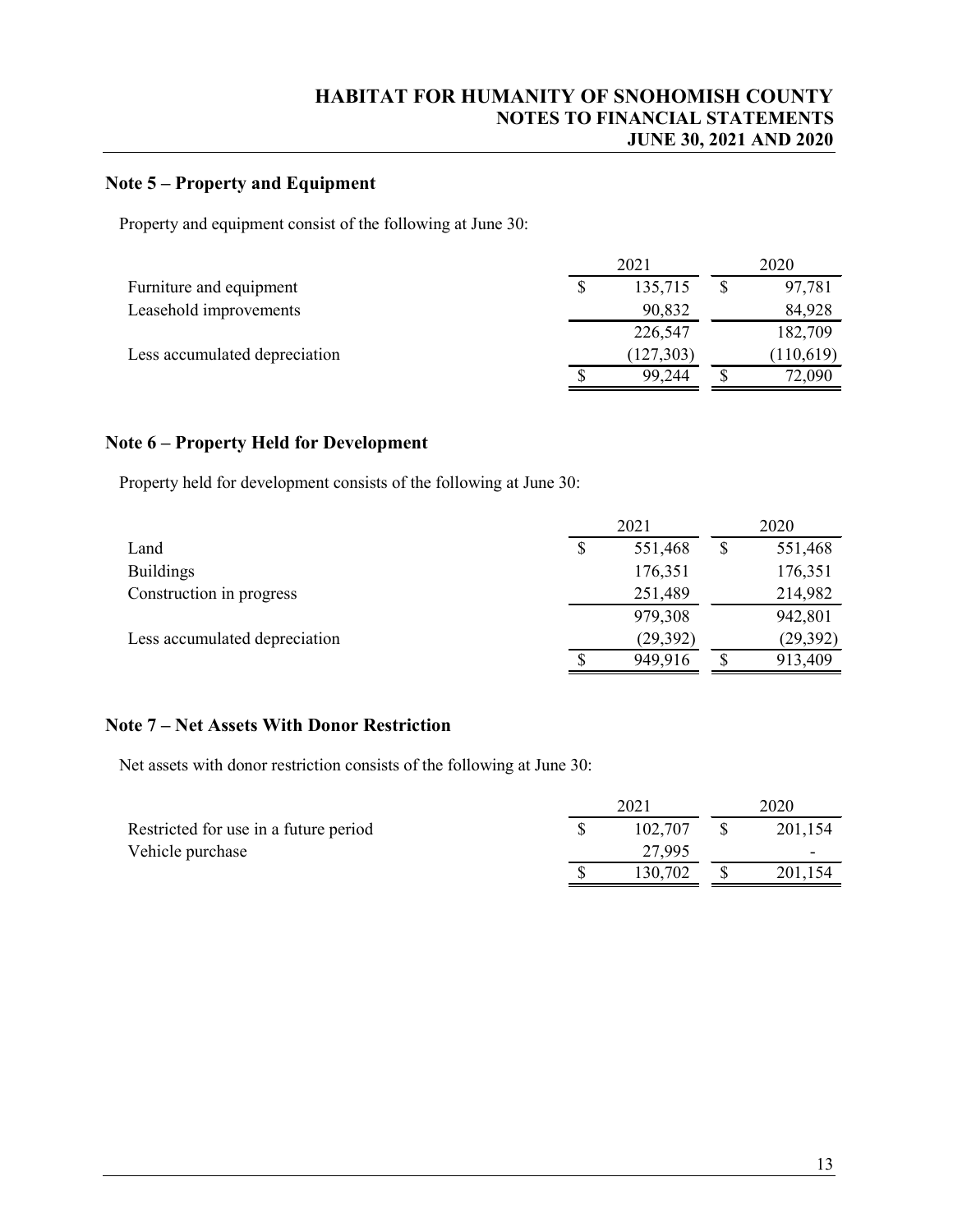## Note 5 – Property and Equipment

Property and equipment consist of the following at June 30:

| | 2021 | 2020 |
|---|---|---|
| Furniture and equipment | $ 135,715 | $ 97,781 |
| Leasehold improvements | 90,832 | 84,928 |
| | 226,547 | 182,709 |
| Less accumulated depreciation | (127,303) | (110,619) |
| | $ 99,244 | $ 72,090 |

## Note 6 – Property Held for Development

Property held for development consists of the following at June 30:

| | 2021 | 2020 |
|---|---|---|
| Land | $ 551,468 | $ 551,468 |
| Buildings | 176,351 | 176,351 |
| Construction in progress | 251,489 | 214,982 |
| | 979,308 | 942,801 |
| Less accumulated depreciation | (29,392) | (29,392) |
| | $ 949,916 | $ 913,409 |

## Note 7 – Net Assets With Donor Restriction

Net assets with donor restriction consists of the following at June 30:

| | 2021 | 2020 |
|---|---|---|
| Restricted for use in a future period | $ 102,707 | $ 201,154 |
| Vehicle purchase | 27,995 | - |
| | $ 130,702 | $ 201,154 |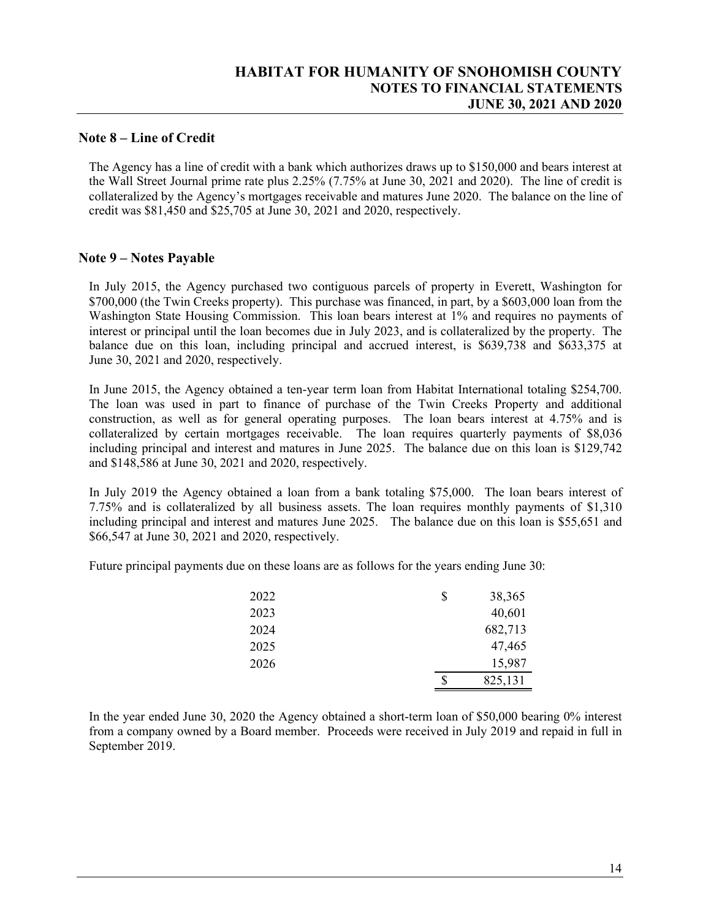## Note 8 – Line of Credit

The Agency has a line of credit with a bank which authorizes draws up to $150,000 and bears interest at the Wall Street Journal prime rate plus 2.25% (7.75% at June 30, 2021 and 2020). The line of credit is collateralized by the Agency's mortgages receivable and matures June 2020. The balance on the line of credit was $81,450 and $25,705 at June 30, 2021 and 2020, respectively.

## Note 9 – Notes Payable

In July 2015, the Agency purchased two contiguous parcels of property in Everett, Washington for $700,000 (the Twin Creeks property). This purchase was financed, in part, by a $603,000 loan from the Washington State Housing Commission. This loan bears interest at 1% and requires no payments of interest or principal until the loan becomes due in July 2023, and is collateralized by the property. The balance due on this loan, including principal and accrued interest, is $639,738 and $633,375 at June 30, 2021 and 2020, respectively.

In June 2015, the Agency obtained a ten-year term loan from Habitat International totaling $254,700. The loan was used in part to finance of purchase of the Twin Creeks Property and additional construction, as well as for general operating purposes. The loan bears interest at 4.75% and is collateralized by certain mortgages receivable. The loan requires quarterly payments of $8,036 including principal and interest and matures in June 2025. The balance due on this loan is $129,742 and $148,586 at June 30, 2021 and 2020, respectively.

In July 2019 the Agency obtained a loan from a bank totaling $75,000. The loan bears interest of 7.75% and is collateralized by all business assets. The loan requires monthly payments of $1,310 including principal and interest and matures June 2025. The balance due on this loan is $55,651 and $66,547 at June 30, 2021 and 2020, respectively.

Future principal payments due on these loans are as follows for the years ending June 30:

| | |
|---|---|
| 2022 | $ 38,365 |
| 2023 | 40,601 |
| 2024 | 682,713 |
| 2025 | 47,465 |
| 2026 | 15,987 |
| | $ 825,131 |

In the year ended June 30, 2020 the Agency obtained a short-term loan of $50,000 bearing 0% interest from a company owned by a Board member. Proceeds were received in July 2019 and repaid in full in September 2019.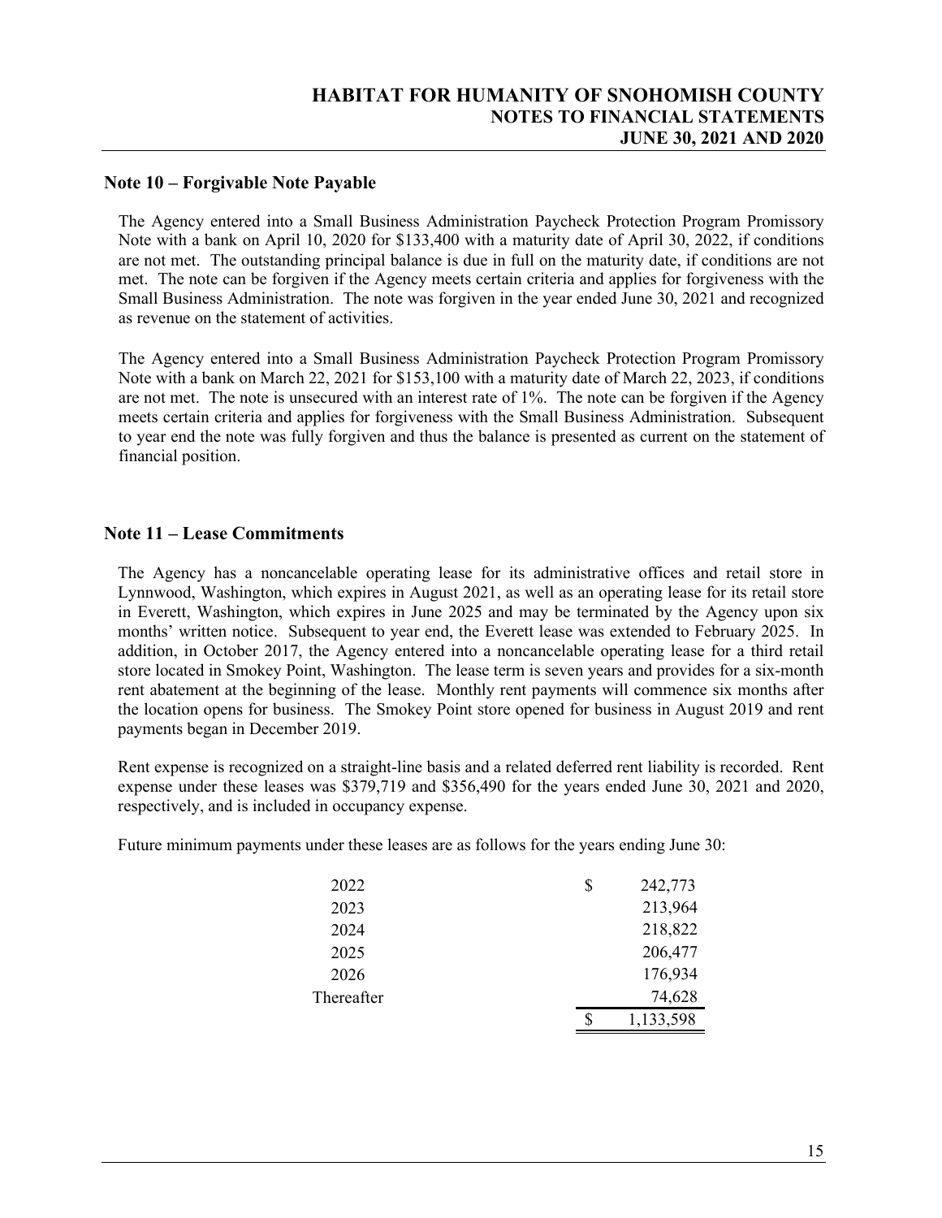## Note 10 – Forgivable Note Payable

The Agency entered into a Small Business Administration Paycheck Protection Program Promissory Note with a bank on April 10, 2020 for $133,400 with a maturity date of April 30, 2022, if conditions are not met. The outstanding principal balance is due in full on the maturity date, if conditions are not met. The note can be forgiven if the Agency meets certain criteria and applies for forgiveness with the Small Business Administration. The note was forgiven in the year ended June 30, 2021 and recognized as revenue on the statement of activities.

The Agency entered into a Small Business Administration Paycheck Protection Program Promissory Note with a bank on March 22, 2021 for $153,100 with a maturity date of March 22, 2023, if conditions are not met. The note is unsecured with an interest rate of 1%. The note can be forgiven if the Agency meets certain criteria and applies for forgiveness with the Small Business Administration. Subsequent to year end the note was fully forgiven and thus the balance is presented as current on the statement of financial position.

## Note 11 – Lease Commitments

The Agency has a noncancelable operating lease for its administrative offices and retail store in Lynnwood, Washington, which expires in August 2021, as well as an operating lease for its retail store in Everett, Washington, which expires in June 2025 and may be terminated by the Agency upon six months' written notice. Subsequent to year end, the Everett lease was extended to February 2025. In addition, in October 2017, the Agency entered into a noncancelable operating lease for a third retail store located in Smokey Point, Washington. The lease term is seven years and provides for a six-month rent abatement at the beginning of the lease. Monthly rent payments will commence six months after the location opens for business. The Smokey Point store opened for business in August 2019 and rent payments began in December 2019.

Rent expense is recognized on a straight-line basis and a related deferred rent liability is recorded. Rent expense under these leases was $379,719 and $356,490 for the years ended June 30, 2021 and 2020, respectively, and is included in occupancy expense.

Future minimum payments under these leases are as follows for the years ending June 30:

| | |
|---|---|
| 2022 | $ 242,773 |
| 2023 | 213,964 |
| 2024 | 218,822 |
| 2025 | 206,477 |
| 2026 | 176,934 |
| Thereafter | 74,628 |
| | $ 1,133,598 |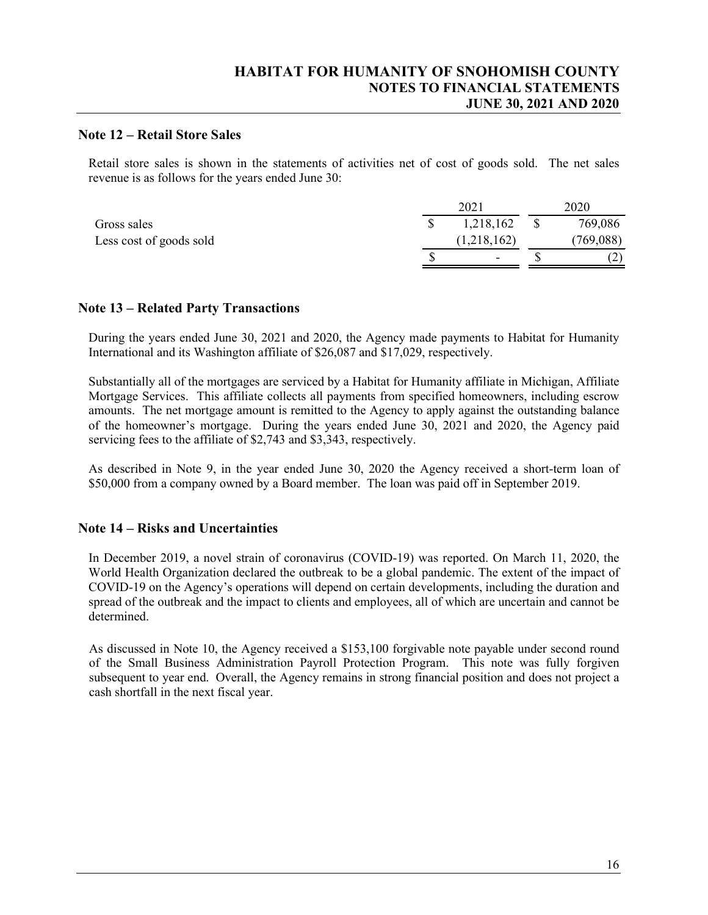## Note 12 – Retail Store Sales

Retail store sales is shown in the statements of activities net of cost of goods sold. The net sales revenue is as follows for the years ended June 30:

| | 2021 | 2020 |
|---|---|---|
| Gross sales | $ 1,218,162 | $ 769,086 |
| Less cost of goods sold | (1,218,162) | (769,088) |
| | $ - | $ (2) |

## Note 13 – Related Party Transactions

During the years ended June 30, 2021 and 2020, the Agency made payments to Habitat for Humanity International and its Washington affiliate of $26,087 and $17,029, respectively.

Substantially all of the mortgages are serviced by a Habitat for Humanity affiliate in Michigan, Affiliate Mortgage Services. This affiliate collects all payments from specified homeowners, including escrow amounts. The net mortgage amount is remitted to the Agency to apply against the outstanding balance of the homeowner's mortgage. During the years ended June 30, 2021 and 2020, the Agency paid servicing fees to the affiliate of $2,743 and $3,343, respectively.

As described in Note 9, in the year ended June 30, 2020 the Agency received a short-term loan of $50,000 from a company owned by a Board member. The loan was paid off in September 2019.

## Note 14 – Risks and Uncertainties

In December 2019, a novel strain of coronavirus (COVID-19) was reported. On March 11, 2020, the World Health Organization declared the outbreak to be a global pandemic. The extent of the impact of COVID-19 on the Agency's operations will depend on certain developments, including the duration and spread of the outbreak and the impact to clients and employees, all of which are uncertain and cannot be determined.

As discussed in Note 10, the Agency received a $153,100 forgivable note payable under second round of the Small Business Administration Payroll Protection Program. This note was fully forgiven subsequent to year end. Overall, the Agency remains in strong financial position and does not project a cash shortfall in the next fiscal year.